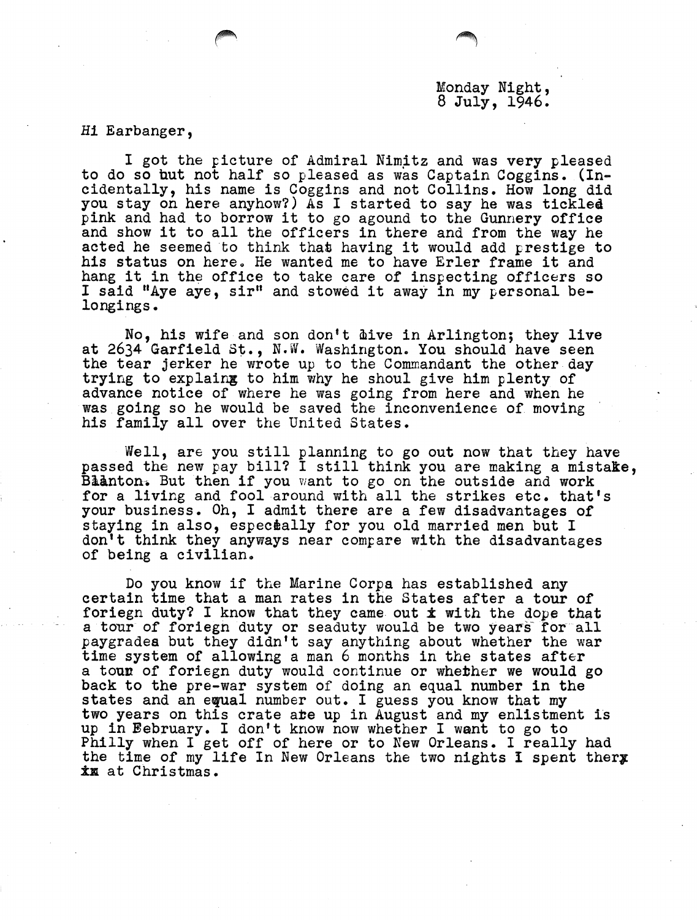Monday Night,
8 July, 1946.

Hi Earbanger,

I got the picture of Admiral Nimitz and was very pleased to do so but not half so pleased as was Captain Coggins. (Incidentally, his name is Coggins and not Collins. How long did you stay on here anyhow?) As I started to say he was tickled pink and had to borrow it to go aground to the Gunnery office and show it to all the officers in there and from the way he acted he seemed to think that having it would add prestige to his status on here. He wanted me to have Erler frame it and hang it in the office to take care of inspecting officers so I said "Aye aye, sir" and stowed it away in my personal belongings.

No, his wife and son don't live in Arlington; they live at 2634 Garfield St., N.W. Washington. You should have seen the tear jerker he wrote up to the Commandant the other day trying to explaing to him why he shoul give him plenty of advance notice of where he was going from here and when he was going so he would be saved the inconvenience of moving his family all over the United States.

Well, are you still planning to go out now that they have passed the new pay bill? I still think you are making a mistake, Blanton. But then if you want to go on the outside and work for a living and fool around with all the strikes etc. that's your business. Oh, I admit there are a few disadvantages of staying in also, especially for you old married men but I don't think they anyways near compare with the disadvantages of being a civilian.

Do you know if the Marine Corpa has established any certain time that a man rates in the States after a tour of foriegn duty? I know that they came out x with the dope that a tour of foriegn duty or seaduty would be two years for all paygradea but they didn't say anything about whether the war time system of allowing a man 6 months in the states after a toun of foriegn duty would continue or whether we would go back to the pre-war system of doing an equal number in the states and an equal number out. I guess you know that my two years on this crate are up in August and my enlistment is up in February. I don't know now whether I want to go to Philly when I get off of here or to New Orleans. I really had the time of my life In New Orleans the two nights I spent therx xn at Christmas.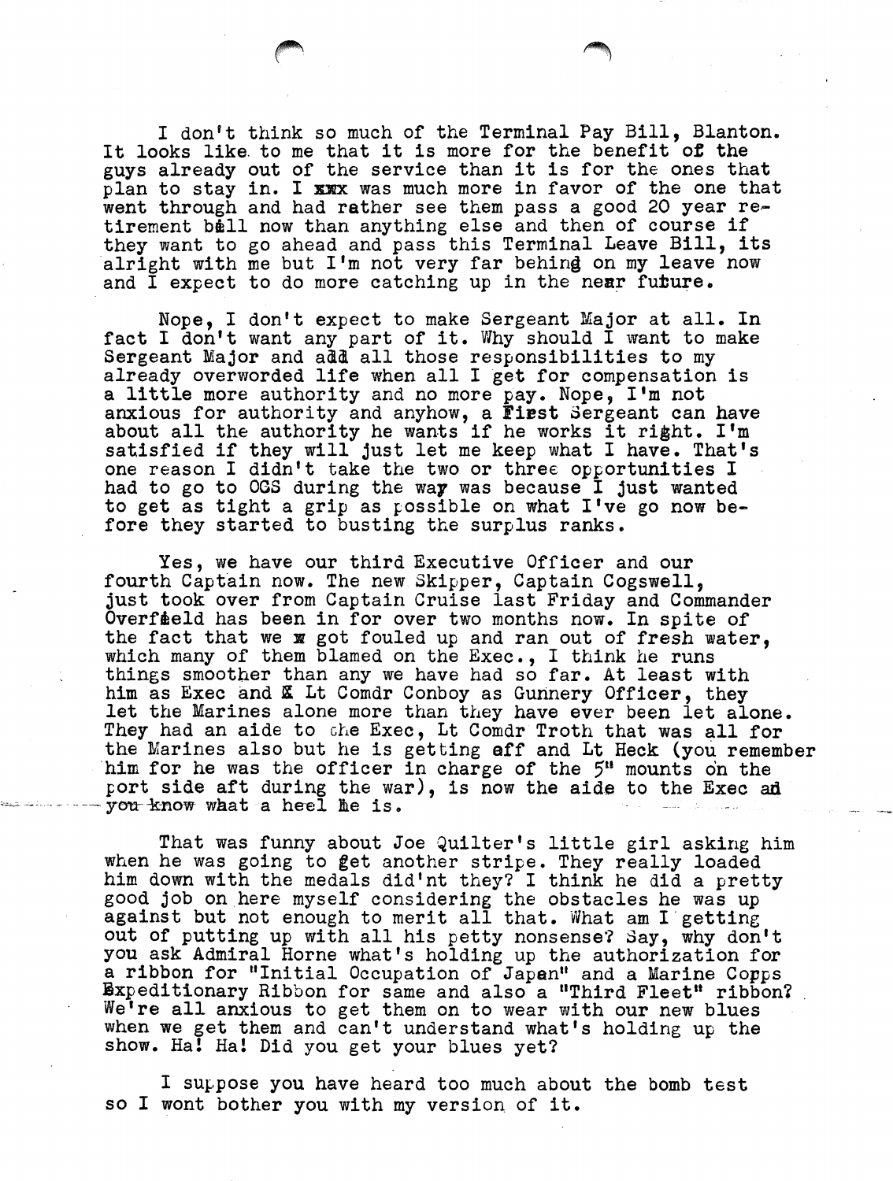I don't think so much of the Terminal Pay Bill, Blanton. It looks like to me that it is more for the benefit of the guys already out of the service than it is for the ones that plan to stay in. I was much more in favor of the one that went through and had rather see them pass a good 20 year retirement bill now than anything else and then of course if they want to go ahead and pass this Terminal Leave Bill, its alright with me but I'm not very far behind on my leave now and I expect to do more catching up in the near future.

Nope, I don't expect to make Sergeant Major at all. In fact I don't want any part of it. Why should I want to make Sergeant Major and add all those responsibilities to my already overworded life when all I get for compensation is a little more authority and no more pay. Nope, I'm not anxious for authority and anyhow, a First Sergeant can have about all the authority he wants if he works it right. I'm satisfied if they will just let me keep what I have. That's one reason I didn't take the two or three opportunities I had to go to OCS during the way was because I just wanted to get as tight a grip as possible on what I've go now before they started to busting the surplus ranks.

Yes, we have our third Executive Officer and our fourth Captain now. The new Skipper, Captain Cogswell, just took over from Captain Cruise last Friday and Commander Overfield has been in for over two months now. In spite of the fact that we got fouled up and ran out of fresh water, which many of them blamed on the Exec., I think he runs things smoother than any we have had so far. At least with him as Exec and Lt Comdr Conboy as Gunnery Officer, they let the Marines alone more than they have ever been let alone. They had an aide to the Exec, Lt Comdr Troth that was all for the Marines also but he is getting off and Lt Heck (you remember him for he was the officer in charge of the 5" mounts on the port side aft during the war), is now the aide to the Exec and you know what a heel he is.

That was funny about Joe Quilter's little girl asking him when he was going to get another stripe. They really loaded him down with the medals did'nt they? I think he did a pretty good job on here myself considering the obstacles he was up against but not enough to merit all that. What am I getting out of putting up with all his petty nonsense? Say, why don't you ask Admiral Horne what's holding up the authorization for a ribbon for "Initial Occupation of Japan" and a Marine Corps Expeditionary Ribbon for same and also a "Third Fleet" ribbon? We're all anxious to get them on to wear with our new blues when we get them and can't understand what's holding up the show. Ha! Ha! Did you get your blues yet?

I suppose you have heard too much about the bomb test so I wont bother you with my version of it.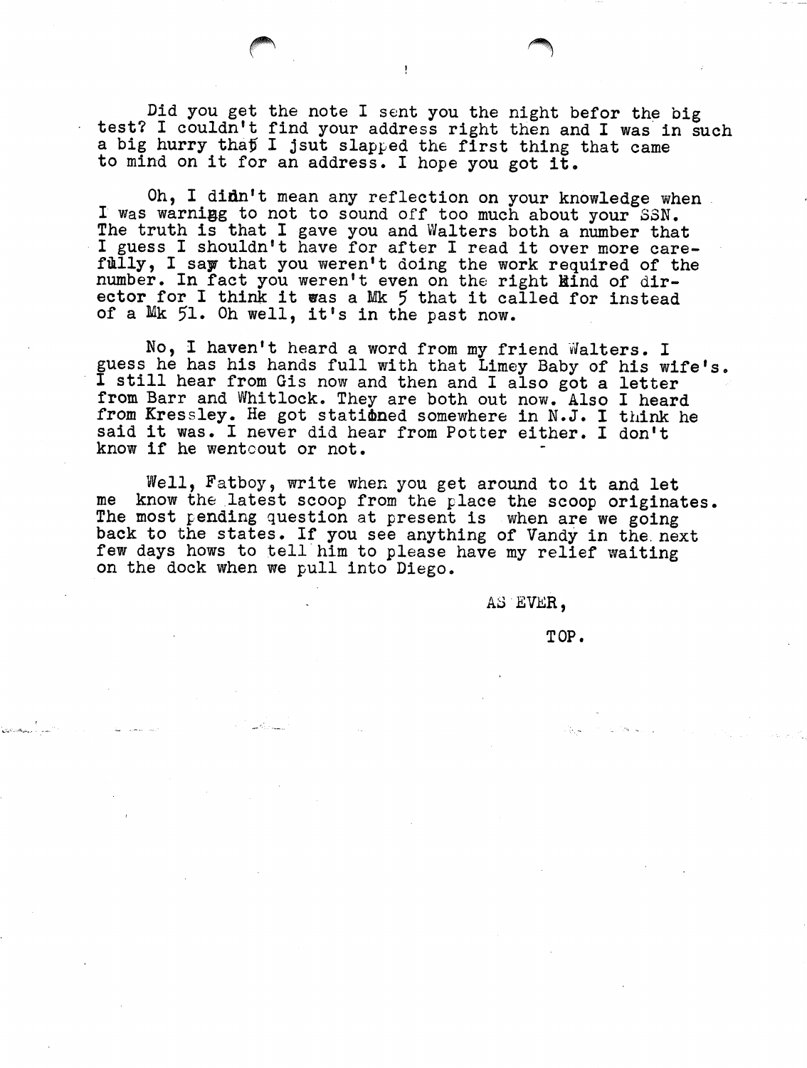Did you get the note I sent you the night befor the big test? I couldn't find your address right then and I was in such a big hurry that I jsut slapped the first thing that came to mind on it for an address. I hope you got it.

Oh, I didn't mean any reflection on your knowledge when I was warning to not to sound off too much about your SSN. The truth is that I gave you and Walters both a number that I guess I shouldn't have for after I read it over more carefully, I saw that you weren't doing the work required of the number. In fact you weren't even on the right kind of director for I think it was a Mk 5 that it called for instead of a Mk 51. Oh well, it's in the past now.

No, I haven't heard a word from my friend Walters. I guess he has his hands full with that Limey Baby of his wife's. I still hear from Gis now and then and I also got a letter from Barr and Whitlock. They are both out now. Also I heard from Kressley. He got stationed somewhere in N.J. I think he said it was. I never did hear from Potter either. I don't know if he wentcout or not.

Well, Fatboy, write when you get around to it and let me know the latest scoop from the place the scoop originates. The most pending question at present is when are we going back to the states. If you see anything of Vandy in the next few days hows to tell him to please have my relief waiting on the dock when we pull into Diego.

AS EVER,

TOP.